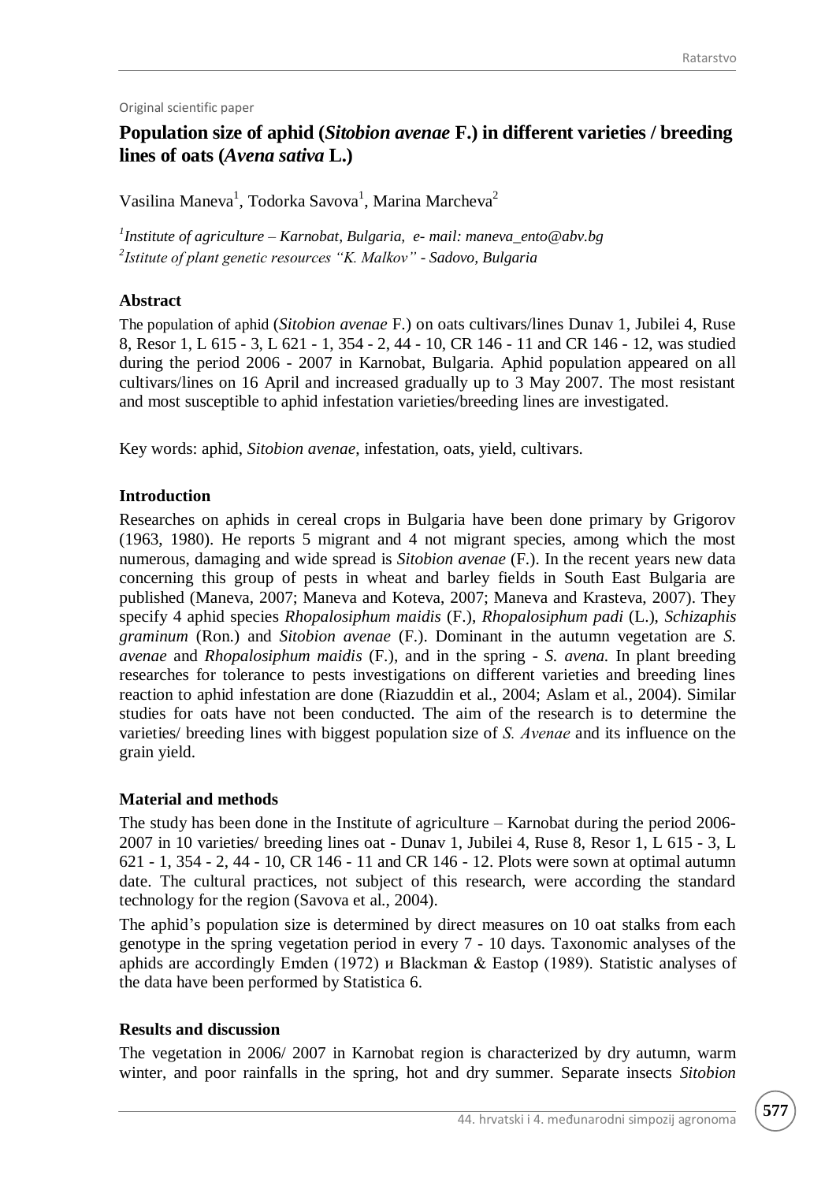Original scientific paper

# Population size of aphid (*Sitobion avenae* F.) in different varieties / breeding lines of oats (*Avena sativa* L.)

Vasilina Maneva[1], Todorka Savova[1], Marina Marcheva[2]

*[1]Institute of agriculture – Karnobat, Bulgaria, e- mail: maneva_ento@abv.bg*
*[2]Istitute of plant genetic resources "K. Malkov" - Sadovo, Bulgaria*

## Abstract

The population of aphid (*Sitobion avenae* F.) on oats cultivars/lines Dunav 1, Jubilei 4, Ruse 8, Resor 1, L 615 - 3, L 621 - 1, 354 - 2, 44 - 10, CR 146 - 11 and CR 146 - 12, was studied during the period 2006 - 2007 in Karnobat, Bulgaria. Aphid population appeared on all cultivars/lines on 16 April and increased gradually up to 3 May 2007. The most resistant and most susceptible to aphid infestation varieties/breeding lines are investigated.

Key words: aphid, *Sitobion avenae*, infestation, oats, yield, cultivars.

## Introduction

Researches on aphids in cereal crops in Bulgaria have been done primary by Grigorov (1963, 1980). He reports 5 migrant and 4 not migrant species, among which the most numerous, damaging and wide spread is *Sitobion avenae* (F.). In the recent years new data concerning this group of pests in wheat and barley fields in South East Bulgaria are published (Maneva, 2007; Maneva and Koteva, 2007; Maneva and Krasteva, 2007). They specify 4 aphid species *Rhopalosiphum maidis* (F.), *Rhopalosiphum padi* (L.), *Schizaphis graminum* (Ron.) and *Sitobion avenae* (F.). Dominant in the autumn vegetation are *S. avenae* and *Rhopalosiphum maidis* (F.), and in the spring - *S. avena.* In plant breeding researches for tolerance to pests investigations on different varieties and breeding lines reaction to aphid infestation are done (Riazuddin et al., 2004; Aslam et al., 2004). Similar studies for oats have not been conducted. The aim of the research is to determine the varieties/ breeding lines with biggest population size of *S. Avenae* and its influence on the grain yield.

## Material and methods

The study has been done in the Institute of agriculture – Karnobat during the period 2006-2007 in 10 varieties/ breeding lines oat - Dunav 1, Jubilei 4, Ruse 8, Resor 1, L 615 - 3, L 621 - 1, 354 - 2, 44 - 10, CR 146 - 11 and CR 146 - 12. Plots were sown at optimal autumn date. The cultural practices, not subject of this research, were according the standard technology for the region (Savova et al., 2004).

The aphid's population size is determined by direct measures on 10 oat stalks from each genotype in the spring vegetation period in every 7 - 10 days. Taxonomic analyses of the aphids are accordingly Emden (1972) и Blackman & Eastop (1989). Statistic analyses of the data have been performed by Statistica 6.

## Results and discussion

The vegetation in 2006/ 2007 in Karnobat region is characterized by dry autumn, warm winter, and poor rainfalls in the spring, hot and dry summer. Separate insects *Sitobion*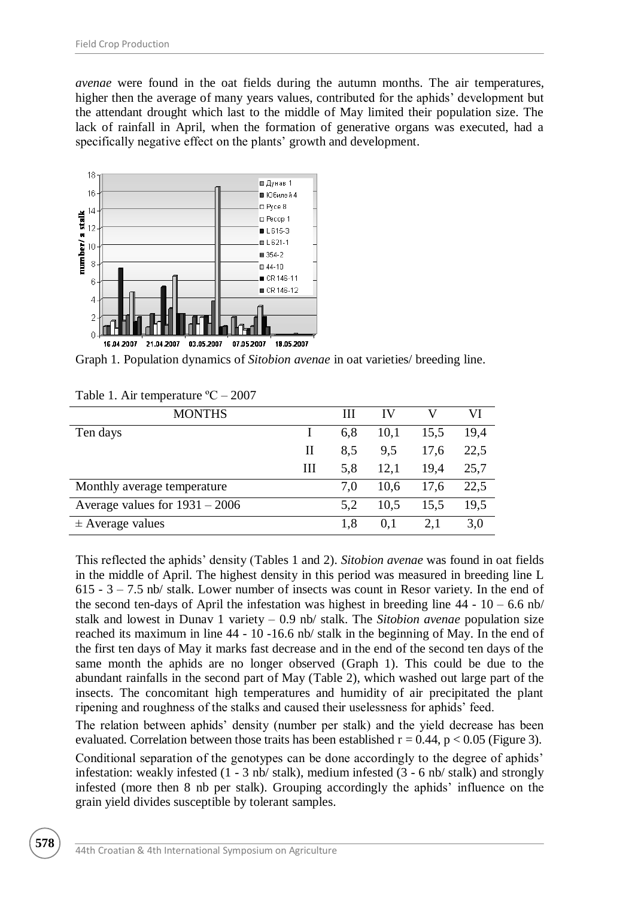*avenae* were found in the oat fields during the autumn months. The air temperatures, higher then the average of many years values, contributed for the aphids' development but the attendant drought which last to the middle of May limited their population size. The lack of rainfall in April, when the formation of generative organs was executed, had a specifically negative effect on the plants' growth and development.

Graph 1. Population dynamics of *Sitobion avenae* in oat varieties/ breeding line.

Table 1. Air temperature ºC – 2007

| MONTHS | | III | IV | V | VI |
|---|---|---|---|---|---|
| Ten days | I | 6,8 | 10,1 | 15,5 | 19,4 |
| | II | 8,5 | 9,5 | 17,6 | 22,5 |
| | III | 5,8 | 12,1 | 19,4 | 25,7 |
| Monthly average temperature | | 7,0 | 10,6 | 17,6 | 22,5 |
| Average values for 1931 – 2006 | | 5,2 | 10,5 | 15,5 | 19,5 |
| ± Average values | | 1,8 | 0,1 | 2,1 | 3,0 |

This reflected the aphids' density (Tables 1 and 2). *Sitobion avenae* was found in oat fields in the middle of April. The highest density in this period was measured in breeding line L 615 - 3 – 7.5 nb/ stalk. Lower number of insects was count in Resor variety. In the end of the second ten-days of April the infestation was highest in breeding line 44 - 10 – 6.6 nb/ stalk and lowest in Dunav 1 variety – 0.9 nb/ stalk. The *Sitobion avenae* population size reached its maximum in line 44 - 10 -16.6 nb/ stalk in the beginning of May. In the end of the first ten days of May it marks fast decrease and in the end of the second ten days of the same month the aphids are no longer observed (Graph 1). This could be due to the abundant rainfalls in the second part of May (Table 2), which washed out large part of the insects. The concomitant high temperatures and humidity of air precipitated the plant ripening and roughness of the stalks and caused their uselessness for aphids' feed.

The relation between aphids' density (number per stalk) and the yield decrease has been evaluated. Correlation between those traits has been established $r = 0.44$, $p < 0.05$ (Figure 3).

Conditional separation of the genotypes can be done accordingly to the degree of aphids' infestation: weakly infested (1 - 3 nb/ stalk), medium infested (3 - 6 nb/ stalk) and strongly infested (more then 8 nb per stalk). Grouping accordingly the aphids' influence on the grain yield divides susceptible by tolerant samples.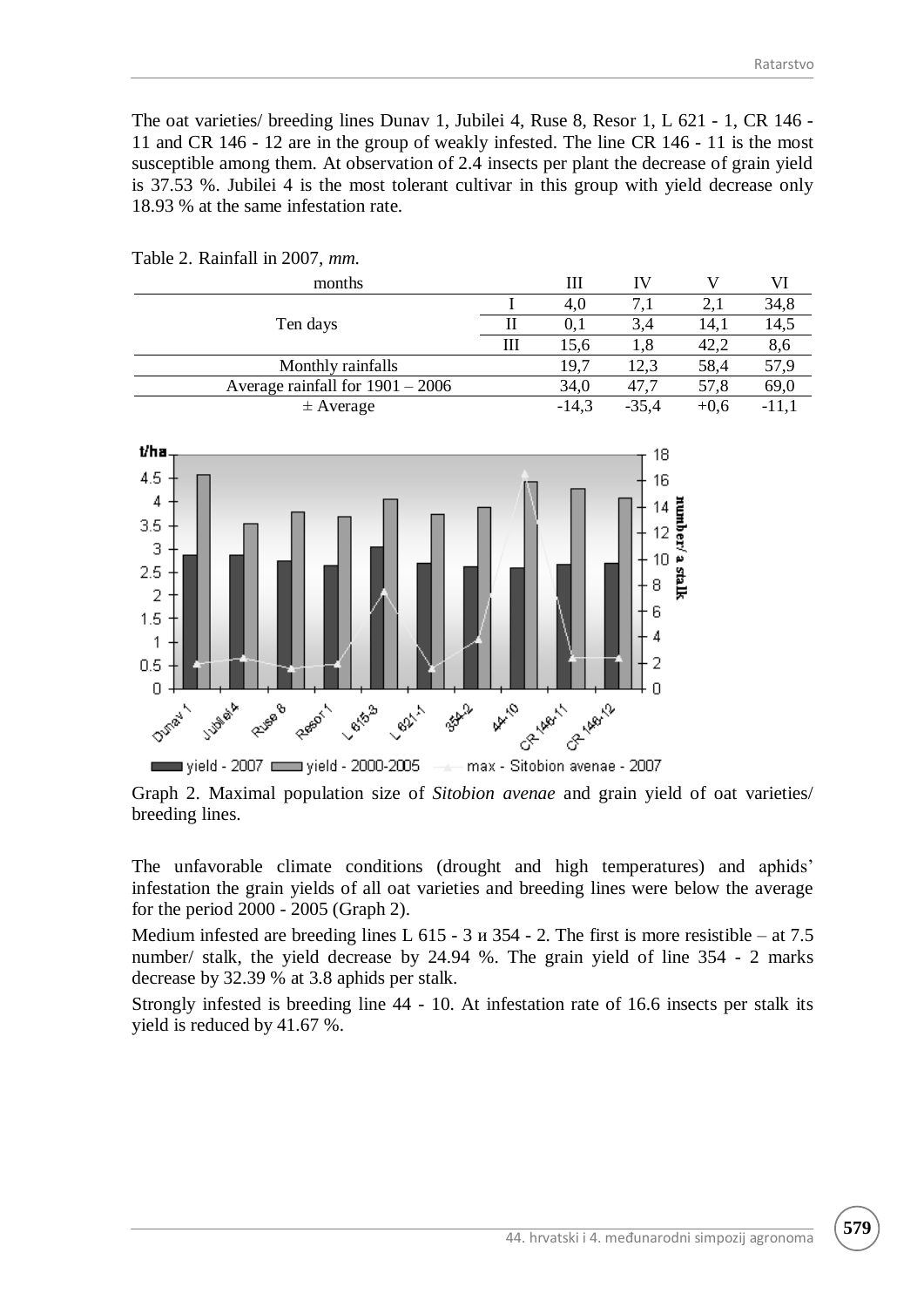The oat varieties/ breeding lines Dunav 1, Jubilei 4, Ruse 8, Resor 1, L 621 - 1, CR 146 - 11 and CR 146 - 12 are in the group of weakly infested. The line CR 146 - 11 is the most susceptible among them. At observation of 2.4 insects per plant the decrease of grain yield is 37.53 %. Jubilei 4 is the most tolerant cultivar in this group with yield decrease only 18.93 % at the same infestation rate.

Table 2. Rainfall in 2007, *mm.*

| months | | III | IV | V | VI |
|---|---|---|---|---|---|
| Ten days | I | 4,0 | 7,1 | 2,1 | 34,8 |
| | II | 0,1 | 3,4 | 14,1 | 14,5 |
| | III | 15,6 | 1,8 | 42,2 | 8,6 |
| Monthly rainfalls | | 19,7 | 12,3 | 58,4 | 57,9 |
| Average rainfall for 1901 – 2006 | | 34,0 | 47,7 | 57,8 | 69,0 |
| ± Average | | -14,3 | -35,4 | +0,6 | -11,1 |

Graph 2. Maximal population size of *Sitobion avenae* and grain yield of oat varieties/ breeding lines.

The unfavorable climate conditions (drought and high temperatures) and aphids' infestation the grain yields of all oat varieties and breeding lines were below the average for the period 2000 - 2005 (Graph 2).

Medium infested are breeding lines L 615 - 3 и 354 - 2. The first is more resistible – at 7.5 number/ stalk, the yield decrease by 24.94 %. The grain yield of line 354 - 2 marks decrease by 32.39 % at 3.8 aphids per stalk.

Strongly infested is breeding line 44 - 10. At infestation rate of 16.6 insects per stalk its yield is reduced by 41.67 %.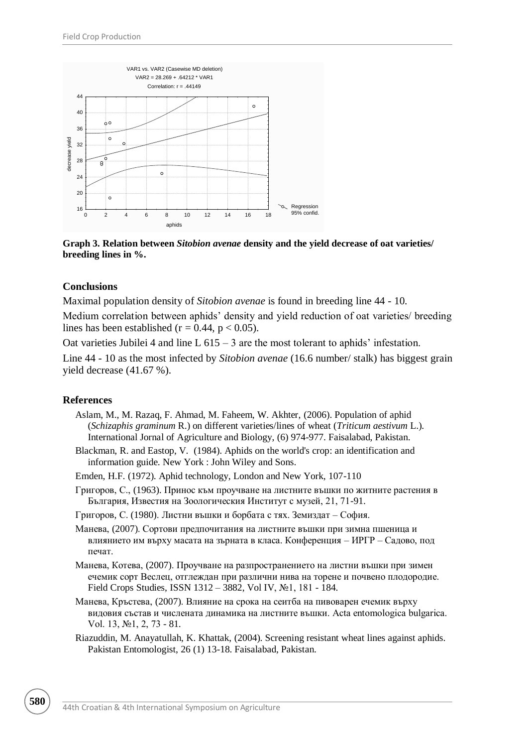VAR1 vs. VAR2 (Casewise MD deletion)

VAR2 = 28.269 + .64212 * VAR1

Correlation: r = .44149

decrease yield

44
40
36
32
28
24
20
16

0 2 4 6 8 10 12 14 16 18

aphids

Regression
95% confid.

**Graph 3. Relation between *Sitobion avenae* density and the yield decrease of oat varieties/ breeding lines in %.**

## Conclusions

Maximal population density of *Sitobion avenae* is found in breeding line 44 - 10.

Medium correlation between aphids' density and yield reduction of oat varieties/ breeding lines has been established ($r = 0.44$, $p < 0.05$).

Oat varieties Jubilei 4 and line L 615 – 3 are the most tolerant to aphids' infestation.

Line 44 - 10 as the most infected by *Sitobion avenae* (16.6 number/ stalk) has biggest grain yield decrease (41.67 %).

## References

Aslam, M., M. Razaq, F. Ahmad, M. Faheem, W. Akhter, (2006). Population of aphid (*Schizaphis graminum* R.) on different varieties/lines of wheat (*Triticum aestivum* L.). International Jornal of Agriculture and Biology, (6) 974-977. Faisalabad, Pakistan.

Blackman, R. and Eastop, V. (1984). Aphids on the world's crop: an identification and information guide. New York : John Wiley and Sons.

Emden, H.F. (1972). Aphid technology, London and New York, 107-110

Григоров, С., (1963). Принос към проучване на листните въшки по житните растения в България, Известия на Зоологическия Институт с музей, 21, 71-91.

Григоров, С. (1980). Листни въшки и борбата с тях. Земиздат – София.

Манева, (2007). Сортови предпочитания на листните въшки при зимна пшеница и влиянието им върху масата на зърната в класа. Конференция – ИРГР – Садово, под печат.

Манева, Котева, (2007). Проучване на разпространението на листни въшки при зимен ечемик сорт Веслец, отглеждан при различни нива на торене и почвено плодородие. Field Crops Studies, ISSN 1312 – 3882, Vol IV, №1, 181 - 184.

Манева, Кръстева, (2007). Влияние на срока на сеитба на пивоварен ечемик върху видовия състав и числената динамика на листните въшки. Acta entomologica bulgarica. Vol. 13, №1, 2, 73 - 81.

Riazuddin, M. Anayatullah, K. Khattak, (2004). Screening resistant wheat lines against aphids. Pakistan Entomologist, 26 (1) 13-18. Faisalabad, Pakistan.